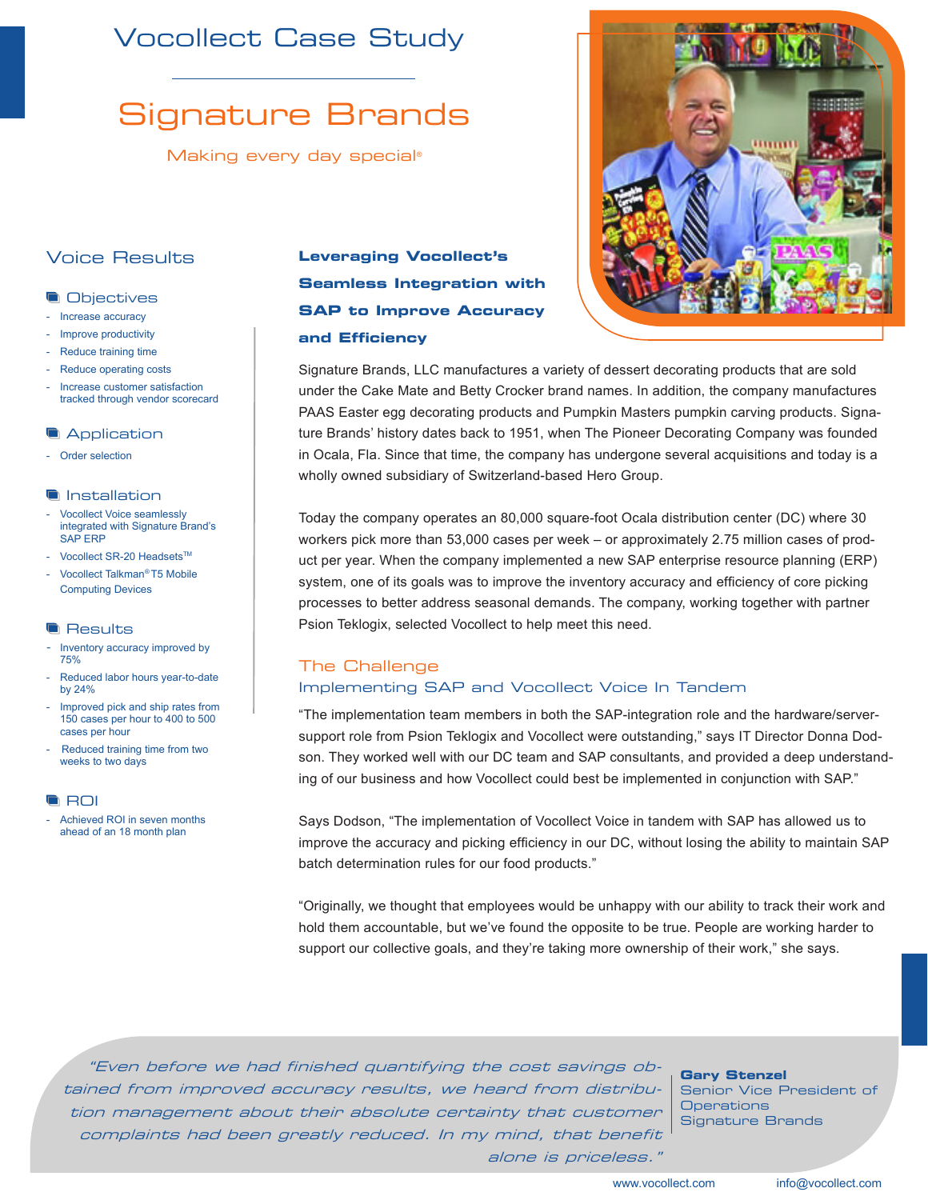# Vocollect Case Study

# Signature Brands

Making every day special®

## Voice Results

### Objectives

- Increase accuracy
- Improve productivity
- Reduce training time
- Reduce operating costs
- Increase customer satisfaction tracked through vendor scorecard

### Application

- Order selection

### Installation

- Vocollect Voice seamlessly integrated with Signature Brand's SAP ERP
- Vocollect SR-20 Headsets™
- Vocollect Talkman® T5 Mobile Computing Devices

### Results

- Inventory accuracy improved by 75%
- Reduced labor hours year-to-date by 24%
- Improved pick and ship rates from 150 cases per hour to 400 to 500 cases per hour
- Reduced training time from two weeks to two days

### ROI

- Achieved ROI in seven months ahead of an 18 month plan

## Leveraging Vocollect's Seamless Integration with SAP to Improve Accuracy and Efficiency

Signature Brands, LLC manufactures a variety of dessert decorating products that are sold under the Cake Mate and Betty Crocker brand names. In addition, the company manufactures PAAS Easter egg decorating products and Pumpkin Masters pumpkin carving products. Signature Brands' history dates back to 1951, when The Pioneer Decorating Company was founded in Ocala, Fla. Since that time, the company has undergone several acquisitions and today is a wholly owned subsidiary of Switzerland-based Hero Group.

Today the company operates an 80,000 square-foot Ocala distribution center (DC) where 30 workers pick more than 53,000 cases per week – or approximately 2.75 million cases of product per year. When the company implemented a new SAP enterprise resource planning (ERP) system, one of its goals was to improve the inventory accuracy and efficiency of core picking processes to better address seasonal demands. The company, working together with partner Psion Teklogix, selected Vocollect to help meet this need.

## The Challenge

### Implementing SAP and Vocollect Voice In Tandem

"The implementation team members in both the SAP-integration role and the hardware/server-support role from Psion Teklogix and Vocollect were outstanding," says IT Director Donna Dodson. They worked well with our DC team and SAP consultants, and provided a deep understanding of our business and how Vocollect could best be implemented in conjunction with SAP."

Says Dodson, "The implementation of Vocollect Voice in tandem with SAP has allowed us to improve the accuracy and picking efficiency in our DC, without losing the ability to maintain SAP batch determination rules for our food products."

"Originally, we thought that employees would be unhappy with our ability to track their work and hold them accountable, but we've found the opposite to be true. People are working harder to support our collective goals, and they're taking more ownership of their work," she says.

*"Even before we had finished quantifying the cost savings obtained from improved accuracy results, we heard from distribution management about their absolute certainty that customer complaints had been greatly reduced. In my mind, that benefit alone is priceless."*

**Gary Stenzel**
Senior Vice President of Operations
Signature Brands

www.vocollect.com info@vocollect.com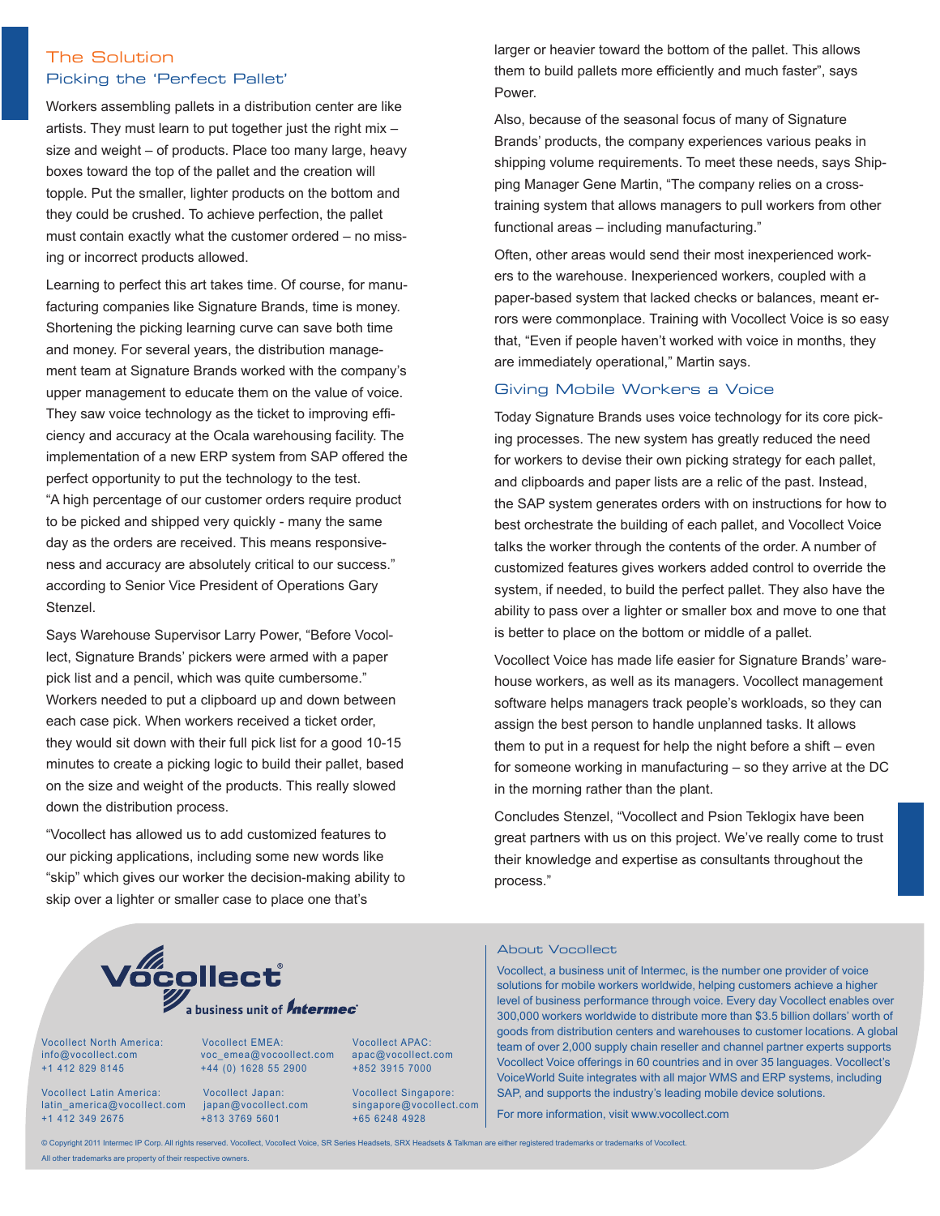## The Solution

### Picking the 'Perfect Pallet'

Workers assembling pallets in a distribution center are like artists. They must learn to put together just the right mix – size and weight – of products. Place too many large, heavy boxes toward the top of the pallet and the creation will topple. Put the smaller, lighter products on the bottom and they could be crushed. To achieve perfection, the pallet must contain exactly what the customer ordered – no missing or incorrect products allowed.

Learning to perfect this art takes time. Of course, for manufacturing companies like Signature Brands, time is money. Shortening the picking learning curve can save both time and money. For several years, the distribution management team at Signature Brands worked with the company's upper management to educate them on the value of voice. They saw voice technology as the ticket to improving efficiency and accuracy at the Ocala warehousing facility. The implementation of a new ERP system from SAP offered the perfect opportunity to put the technology to the test. "A high percentage of our customer orders require product to be picked and shipped very quickly - many the same day as the orders are received. This means responsiveness and accuracy are absolutely critical to our success." according to Senior Vice President of Operations Gary Stenzel.

Says Warehouse Supervisor Larry Power, "Before Vocollect, Signature Brands' pickers were armed with a paper pick list and a pencil, which was quite cumbersome." Workers needed to put a clipboard up and down between each case pick. When workers received a ticket order, they would sit down with their full pick list for a good 10-15 minutes to create a picking logic to build their pallet, based on the size and weight of the products. This really slowed down the distribution process.

"Vocollect has allowed us to add customized features to our picking applications, including some new words like "skip" which gives our worker the decision-making ability to skip over a lighter or smaller case to place one that's larger or heavier toward the bottom of the pallet. This allows them to build pallets more efficiently and much faster", says Power.

Also, because of the seasonal focus of many of Signature Brands' products, the company experiences various peaks in shipping volume requirements. To meet these needs, says Shipping Manager Gene Martin, "The company relies on a cross-training system that allows managers to pull workers from other functional areas – including manufacturing."

Often, other areas would send their most inexperienced workers to the warehouse. Inexperienced workers, coupled with a paper-based system that lacked checks or balances, meant errors were commonplace. Training with Vocollect Voice is so easy that, "Even if people haven't worked with voice in months, they are immediately operational," Martin says.

### Giving Mobile Workers a Voice

Today Signature Brands uses voice technology for its core picking processes. The new system has greatly reduced the need for workers to devise their own picking strategy for each pallet, and clipboards and paper lists are a relic of the past. Instead, the SAP system generates orders with on instructions for how to best orchestrate the building of each pallet, and Vocollect Voice talks the worker through the contents of the order. A number of customized features gives workers added control to override the system, if needed, to build the perfect pallet. They also have the ability to pass over a lighter or smaller box and move to one that is better to place on the bottom or middle of a pallet.

Vocollect Voice has made life easier for Signature Brands' warehouse workers, as well as its managers. Vocollect management software helps managers track people's workloads, so they can assign the best person to handle unplanned tasks. It allows them to put in a request for help the night before a shift – even for someone working in manufacturing – so they arrive at the DC in the morning rather than the plant.

Concludes Stenzel, "Vocollect and Psion Teklogix have been great partners with us on this project. We've really come to trust their knowledge and expertise as consultants throughout the process."

Vocollect®
a business unit of Intermec

Vocollect North America:
info@vocollect.com
+1 412 829 8145

Vocollect EMEA:
voc_emea@vocoollect.com
+44 (0) 1628 55 2900

Vocollect APAC:
apac@vocollect.com
+852 3915 7000

Vocollect Latin America:
latin_america@vocollect.com
+1 412 349 2675

Vocollect Japan:
japan@vocollect.com
+813 3769 5601

Vocollect Singapore:
singapore@vocollect.com
+65 6248 4928

### About Vocollect

Vocollect, a business unit of Intermec, is the number one provider of voice solutions for mobile workers worldwide, helping customers achieve a higher level of business performance through voice. Every day Vocollect enables over 300,000 workers worldwide to distribute more than $3.5 billion dollars' worth of goods from distribution centers and warehouses to customer locations. A global team of over 2,000 supply chain reseller and channel partner experts supports Vocollect Voice offerings in 60 countries and in over 35 languages. Vocollect's VoiceWorld Suite integrates with all major WMS and ERP systems, including SAP, and supports the industry's leading mobile device solutions.

For more information, visit www.vocollect.com

© Copyright 2011 Intermec IP Corp. All rights reserved. Vocollect, Vocollect Voice, SR Series Headsets, SRX Headsets & Talkman are either registered trademarks or trademarks of Vocollect.
All other trademarks are property of their respective owners.